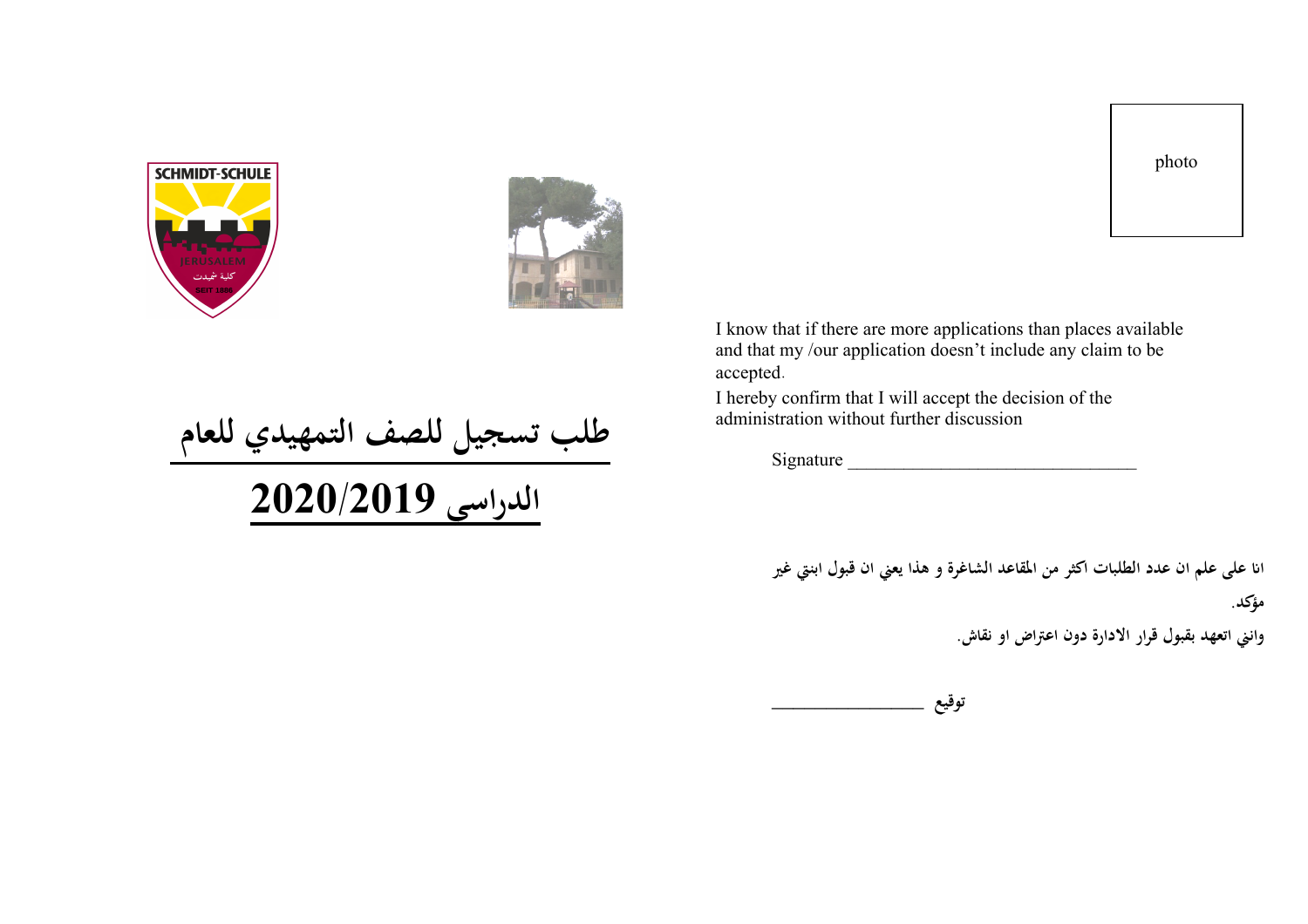# طلب تسجيل للصف التمهيدي للعام الدراسي 2020/2019

photo

I know that if there are more applications than places available and that my /our application doesn't include any claim to be accepted.

I hereby confirm that I will accept the decision of the administration without further discussion

Signature _______________________________

انا على علم ان عدد الطلبات اكثر من المقاعد الشاغرة و هذا يعني ان قبول ابني غير مؤكد.

واني اتعهد بقبول قرار الادارة دون اعتراض او نقاش.

توقيع ________________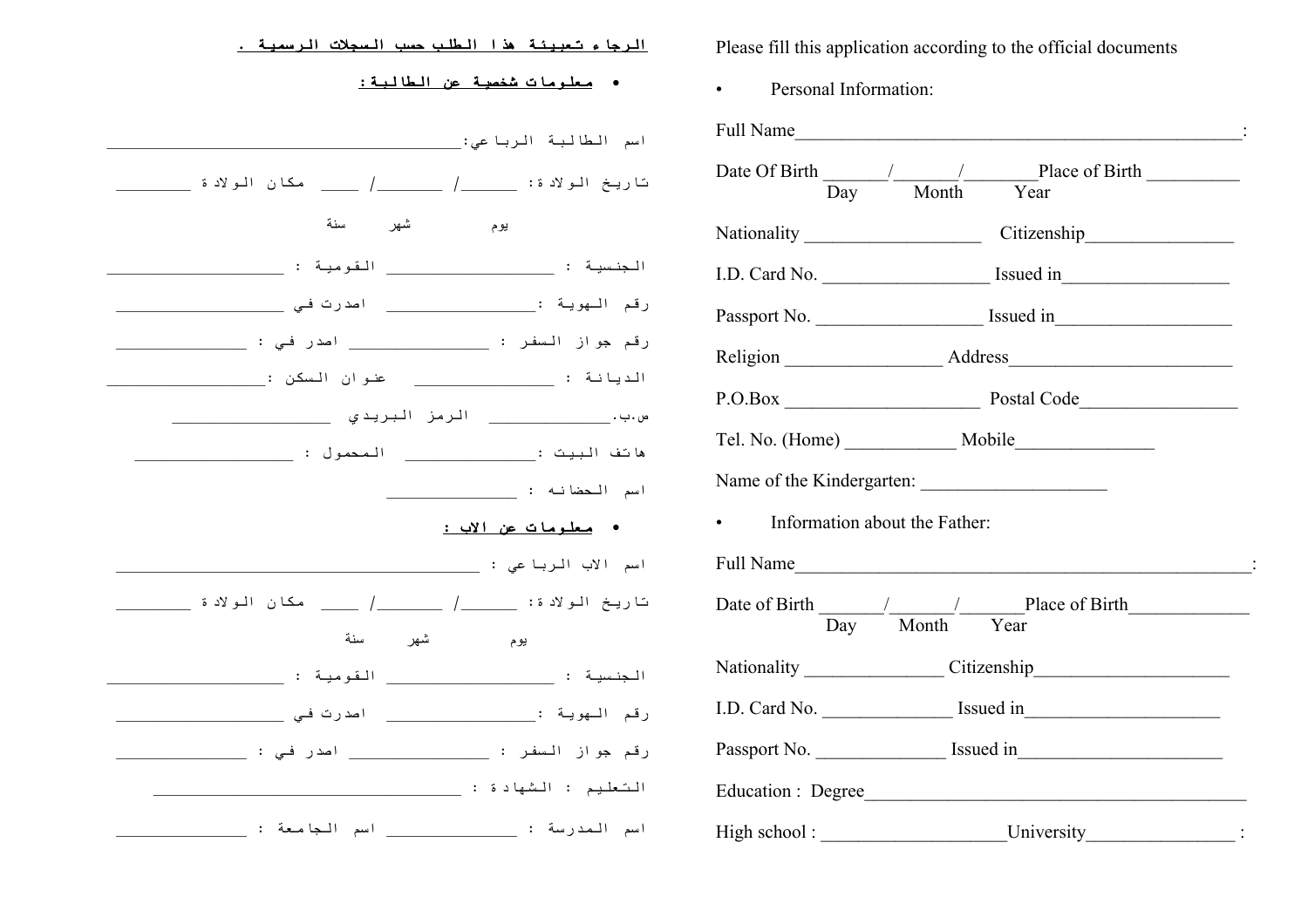الرجاء تعبيئة هذا الطلب حسب السجلات الرسمية .

- **معلومات شخصية عن الطالبة :**

اسم الطالبة الرباعي: ____________________________________________

تاريخ الولادة: ______/ _______/ ____ مكان الولادة ________

يوم شهر سنة

الجنسية : _________________ القومية : ___________________

رقم الهوية :_______________ اصدرت في __________________

رقم جواز السفر : ______________ اصدر في : ______________

الديانة : _______________ عنوان السكن :_________________

ص.ب.____________ الرمز البريدي __________________

هاتف البيت :______________ المحمول : _________________

اسم الحضانه : ______________

- **معلومات عن الاب :**

اسم الاب الرباعي : ______________________________________

تاريخ الولادة: ______/ _______/ ____ مكان الولادة ________

يوم شهر سنة

الجنسية : _________________ القومية : ___________________

رقم الهوية :_______________ اصدرت في __________________

رقم جواز السفر : ______________ اصدر في : ______________

التعليم : الشهادة : _________________________________

اسم المدرسة : ______________ اسم الجامعة : ______________

Please fill this application according to the official documents

- Personal Information:

Full Name_________________________________________________:

Date Of Birth _______/_______/________Place of Birth __________
Day Month Year

Nationality ___________________ Citizenship________________

I.D. Card No. __________________ Issued in__________________

Passport No. __________________ Issued in___________________

Religion _________________ Address________________________

P.O.Box _____________________ Postal Code_________________

Tel. No. (Home) ____________ Mobile_______________

Name of the Kindergarten: ____________________

- Information about the Father:

Full Name__________________________________________________:

Date of Birth _______/______/_______Place of Birth_____________
Day Month Year

Nationality _______________ Citizenship_____________________

I.D. Card No. ______________ Issued in_____________________

Passport No. ______________ Issued in______________________

Education : Degree__________________________________________

High school : ___________________University________________ :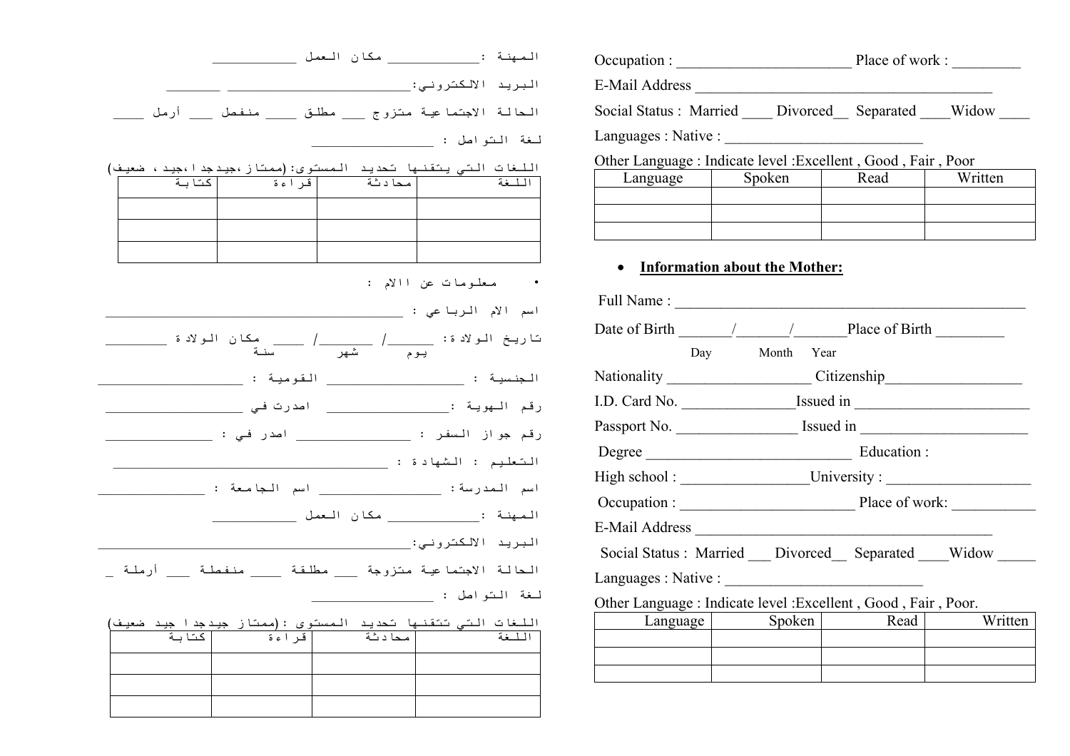المهنة :____________ مكان العمل ____________

البريد الالكتروني:__________________________ ________

الحالة الاجتماعية متزوج ___ مطلق ____ منفصل ___ أرمل ____

لغة التواصل : ______________

اللغات التي يتقنها تحديد المستوى:(ممتاز،جيدجدا،جيد ، ضعيف)

| اللغة | محادثة | قراءة | كتابة |
|---|---|---|---|
| | | | |
| | | | |
| | | | |

- معلومات عن الام :

اسم الام الرباعي : ____________________________________________

تاريخ الولادة: _____/ ______/ ____ مكان الولادة ________
يوم شهر سنة

الجنسية : ________________ القومية : ____________________

رقم الهوية :___________ اصدرت في ____________________

رقم جواز السفر : ______________ اصدر في : _______________

التعليم : الشهادة : ________________________________________

اسم المدرسة: _______________ اسم الجامعة : ______________

المهنة :____________ مكان العمل ____________

البريد الالكتروني:______________________________________________

الحالة الاجتماعية متزوجة ___ مطلقة ____ منفصلة ___ أرملة _

لغة التواصل : ______________

اللغات التي تتقنها تحديد المستوى :(ممتاز جيدجدا جيد ضعيف)

| اللغة | محادثة | قراءة | كتابة |
|---|---|---|---|
| | | | |
| | | | |
| | | | |

Occupation : ______________________ Place of work : _________

E-Mail Address _______________________________________

Social Status : Married ____ Divorced__ Separated ____Widow ____

Languages : Native : _________________________

Other Language : Indicate level :Excellent , Good , Fair , Poor

| Language | Spoken | Read | Written |
|---|---|---|---|
| | | | |
| | | | |
| | | | |

- **Information about the Mother:**

Full Name : ____________________________________________

Date of Birth _______/_______/_______Place of Birth _________
Day Month Year

Nationality __________________ Citizenship_________________

I.D. Card No. ______________Issued in ______________________

Passport No. ________________ Issued in _____________________

Degree ___________________________ Education :

High school : ________________University : __________________

Occupation : ______________________ Place of work: ___________

E-Mail Address _______________________________________

Social Status : Married ___ Divorced__ Separated ____Widow _____

Languages : Native : _________________________

Other Language : Indicate level :Excellent , Good , Fair , Poor.

| Language | Spoken | Read | Written |
|---|---|---|---|
| | | | |
| | | | |
| | | | |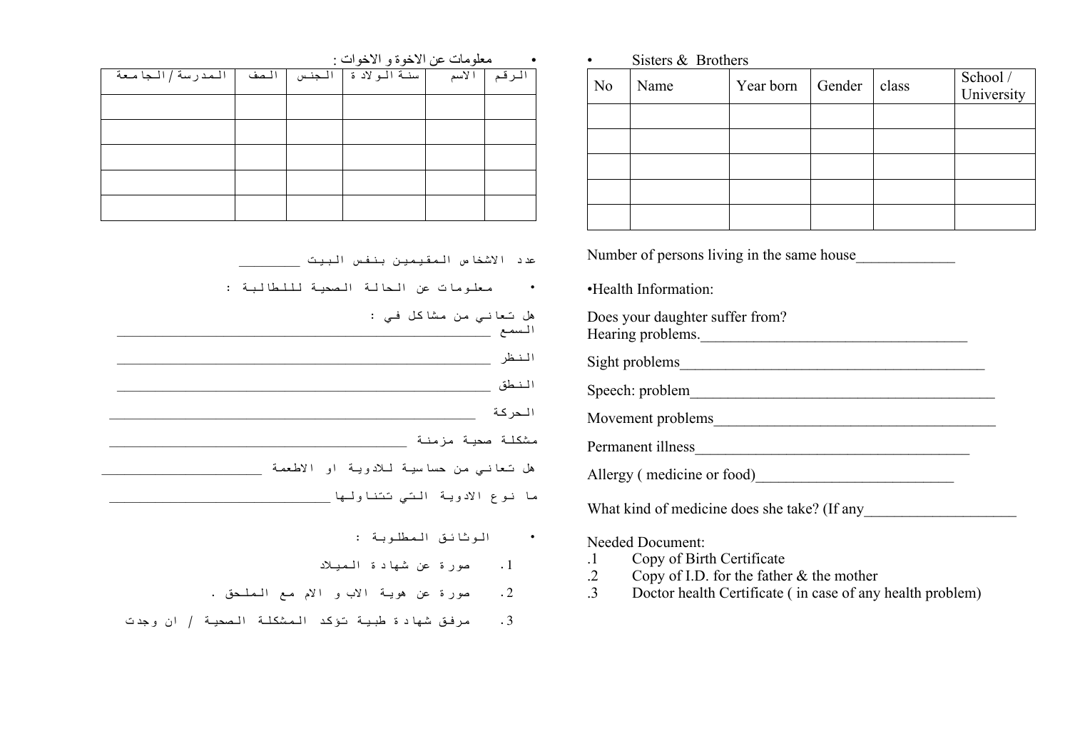- Sisters & Brothers

| No | Name | Year born | Gender | class | School / University |
|---|---|---|---|---|---|
| | | | | | |
| | | | | | |
| | | | | | |
| | | | | | |
| | | | | | |

Number of persons living in the same house_____________

- Health Information:

Does your daughter suffer from?
Hearing problems.____________________________________

Sight problems__________________________________________

Speech: problem_________________________________________

Movement problems______________________________________

Permanent illness_______________________________________

Allergy ( medicine or food)__________________________

What kind of medicine does she take? (If any____________________

Needed Document:

.1 Copy of Birth Certificate
.2 Copy of I.D. for the father & the mother
.3 Doctor health Certificate ( in case of any health problem)

- معلومات عن الاخوة و الاخوات :

| الرقم | الاسم | سنة الولادة | الجنس | الصف | المدرسة / الجامعة |
|---|---|---|---|---|---|
| | | | | | |
| | | | | | |
| | | | | | |
| | | | | | |
| | | | | | |

عدد الاشخاص المقيمين بنفس البيت ________

- معلومات عن الحالة الصحية للطالبة :

هل تعاني من مشاكل في :
السمع ________________________________________________

النظر ________________________________________________

النطق ________________________________________________

الحركة ________________________________________________

مشكلة صحية مزمنة ________________________________________

هل تعاني من حساسية للادوية او الاطعمة ______________________

ما نوع الادوية التي تتناولها ______________________________

- الوثائق المطلوبة :

1. صورة عن شهادة الميلاد
2. صورة عن هوية الاب و الام مع الملحق .
3. مرفق شهادة طبية تؤكد المشكلة الصحية / ان وجدت